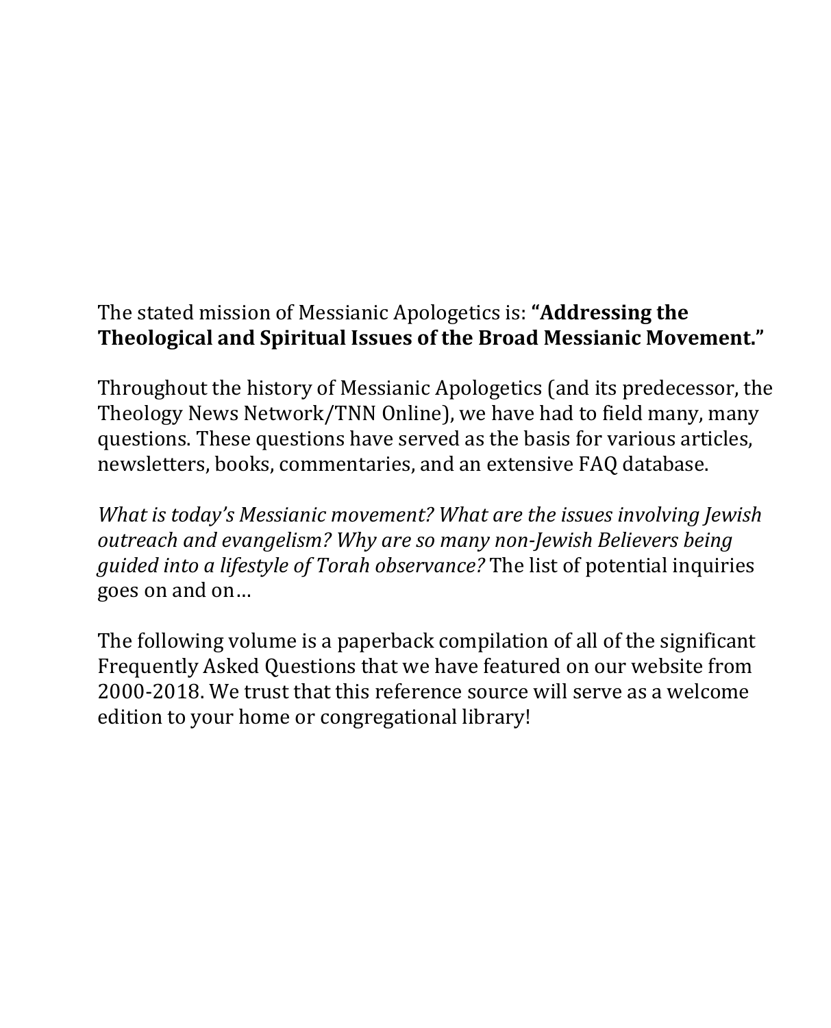The stated mission of Messianic Apologetics is: **"Addressing the Theological and Spiritual Issues of the Broad Messianic Movement."**

Throughout the history of Messianic Apologetics (and its predecessor, the Theology News Network/TNN Online), we have had to field many, many questions. These questions have served as the basis for various articles, newsletters, books, commentaries, and an extensive FAQ database.

*What is today's Messianic movement? What are the issues involving Jewish outreach and evangelism? Why are so many non-Jewish Believers being guided into a lifestyle of Torah observance?* The list of potential inquiries goes on and on…

The following volume is a paperback compilation of all of the significant Frequently Asked Questions that we have featured on our website from 2000-2018. We trust that this reference source will serve as a welcome edition to your home or congregational library!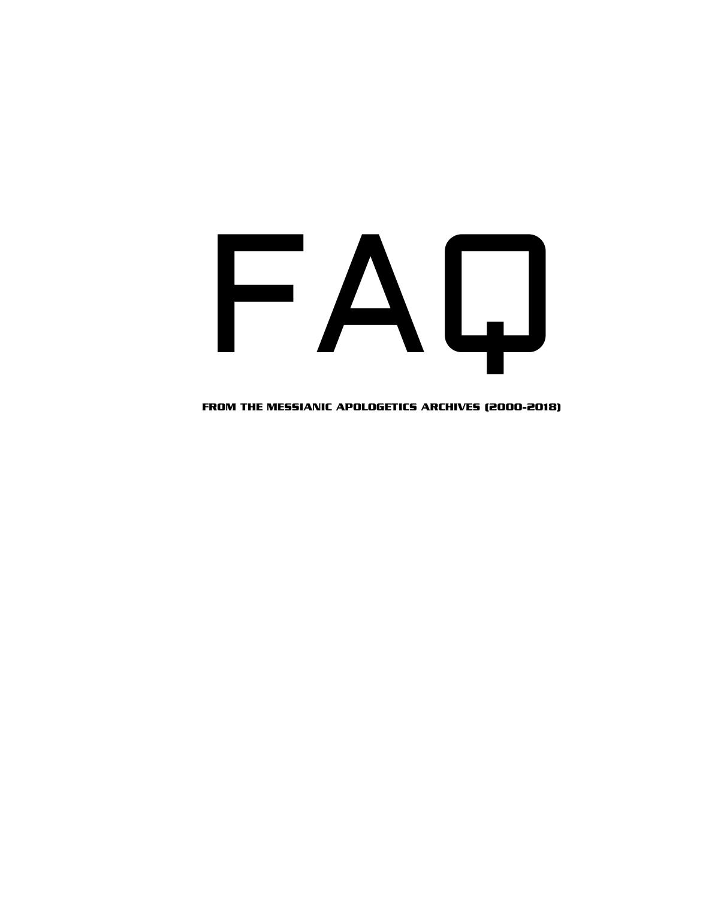# FAQ

**FROM THE MESSIANIC APOLOGETICS ARCHIVES (2000-2018)**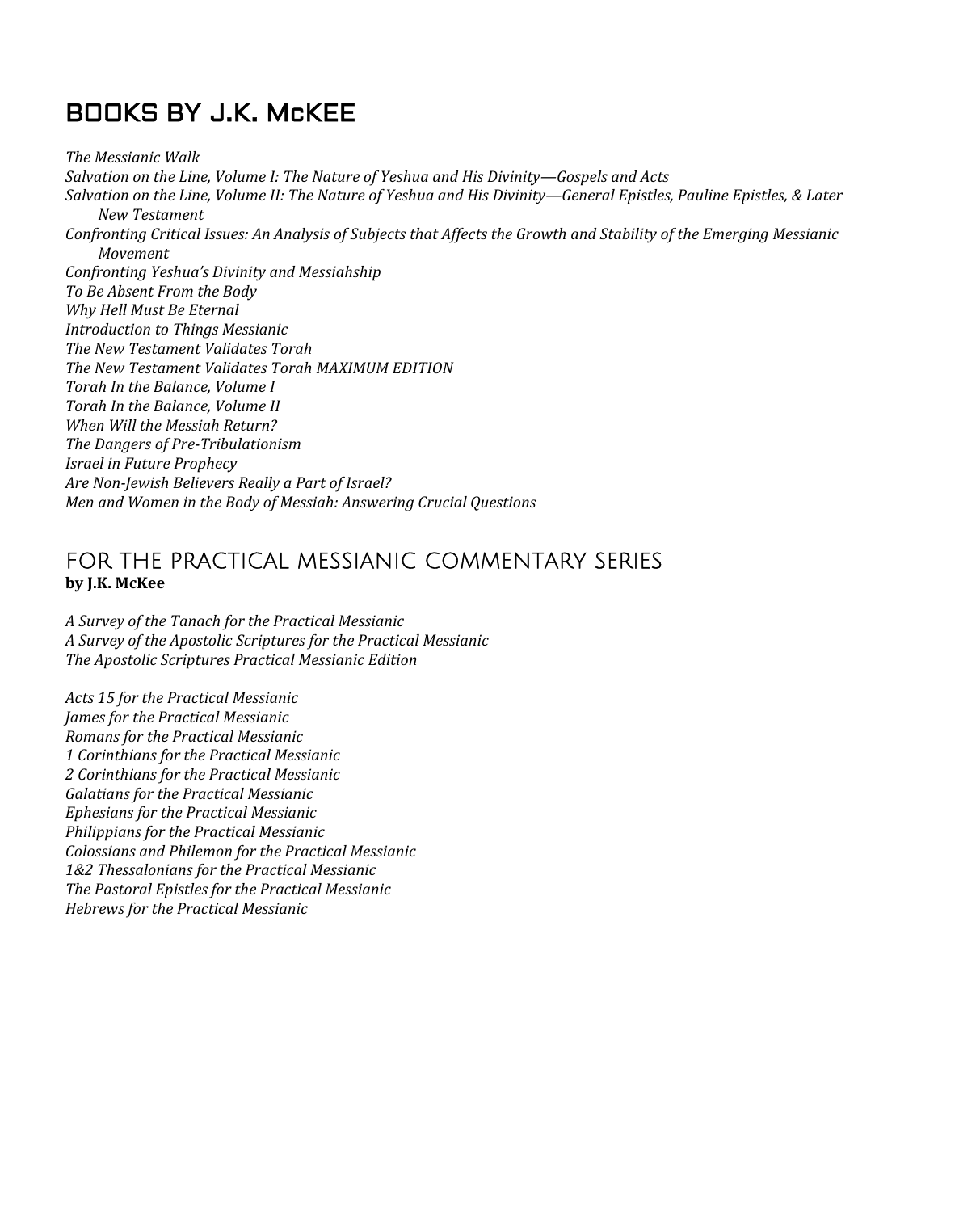## BOOKS BY J.K. McKEE

*The Messianic Walk*
*Salvation on the Line, Volume I: The Nature of Yeshua and His Divinity—Gospels and Acts*
*Salvation on the Line, Volume II: The Nature of Yeshua and His Divinity—General Epistles, Pauline Epistles, & Later New Testament*
*Confronting Critical Issues: An Analysis of Subjects that Affects the Growth and Stability of the Emerging Messianic Movement*
*Confronting Yeshua's Divinity and Messiahship*
*To Be Absent From the Body*
*Why Hell Must Be Eternal*
*Introduction to Things Messianic*
*The New Testament Validates Torah*
*The New Testament Validates Torah MAXIMUM EDITION*
*Torah In the Balance, Volume I*
*Torah In the Balance, Volume II*
*When Will the Messiah Return?*
*The Dangers of Pre-Tribulationism*
*Israel in Future Prophecy*
*Are Non-Jewish Believers Really a Part of Israel?*
*Men and Women in the Body of Messiah: Answering Crucial Questions*

## FOR THE PRACTICAL MESSIANIC COMMENTARY SERIES
**by J.K. McKee**

*A Survey of the Tanach for the Practical Messianic*
*A Survey of the Apostolic Scriptures for the Practical Messianic*
*The Apostolic Scriptures Practical Messianic Edition*

*Acts 15 for the Practical Messianic*
*James for the Practical Messianic*
*Romans for the Practical Messianic*
*1 Corinthians for the Practical Messianic*
*2 Corinthians for the Practical Messianic*
*Galatians for the Practical Messianic*
*Ephesians for the Practical Messianic*
*Philippians for the Practical Messianic*
*Colossians and Philemon for the Practical Messianic*
*1&2 Thessalonians for the Practical Messianic*
*The Pastoral Epistles for the Practical Messianic*
*Hebrews for the Practical Messianic*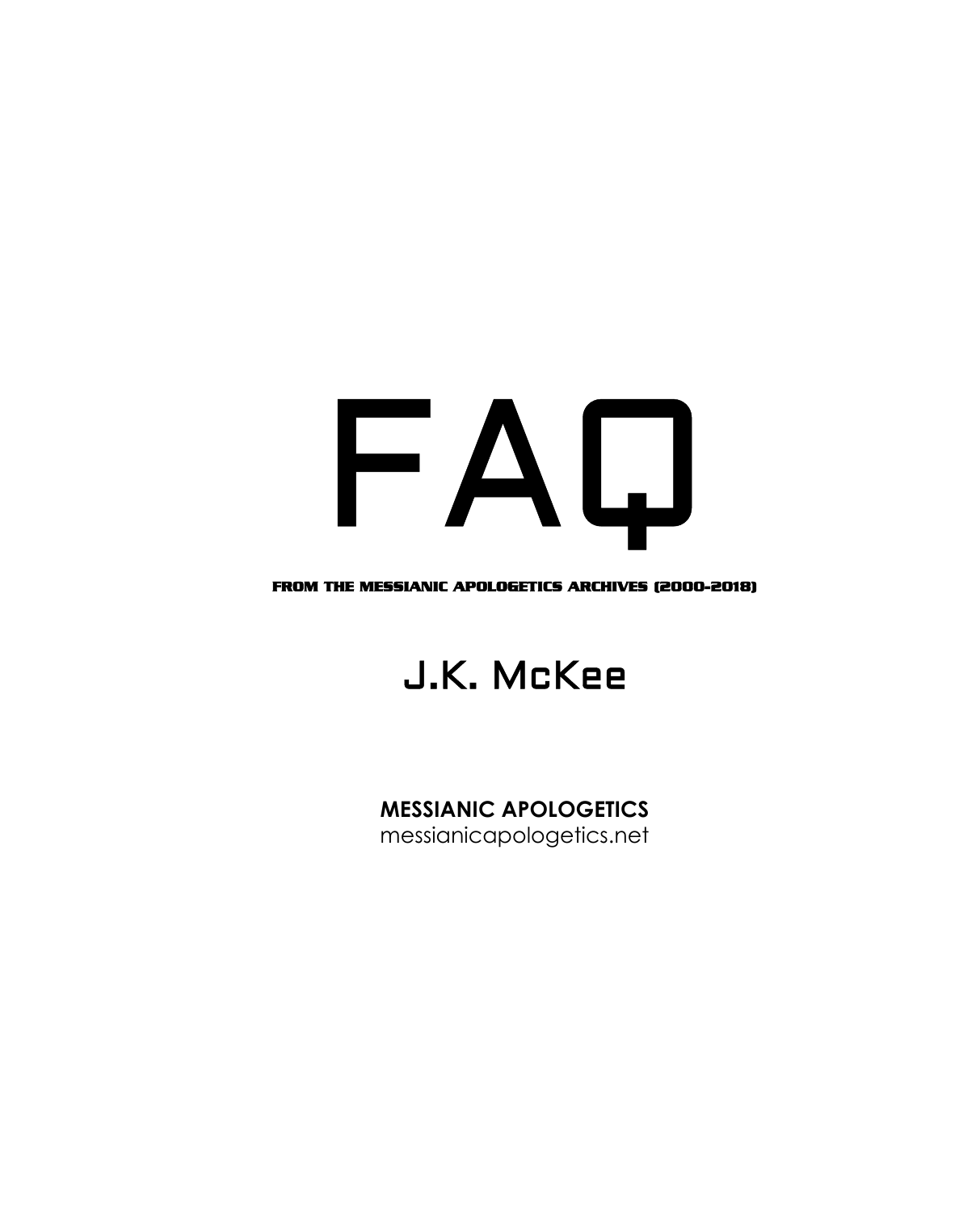# FAQ

**FROM THE MESSIANIC APOLOGETICS ARCHIVES (2000-2018)**

## J.K. McKee

**MESSIANIC APOLOGETICS**
messianicapologetics.net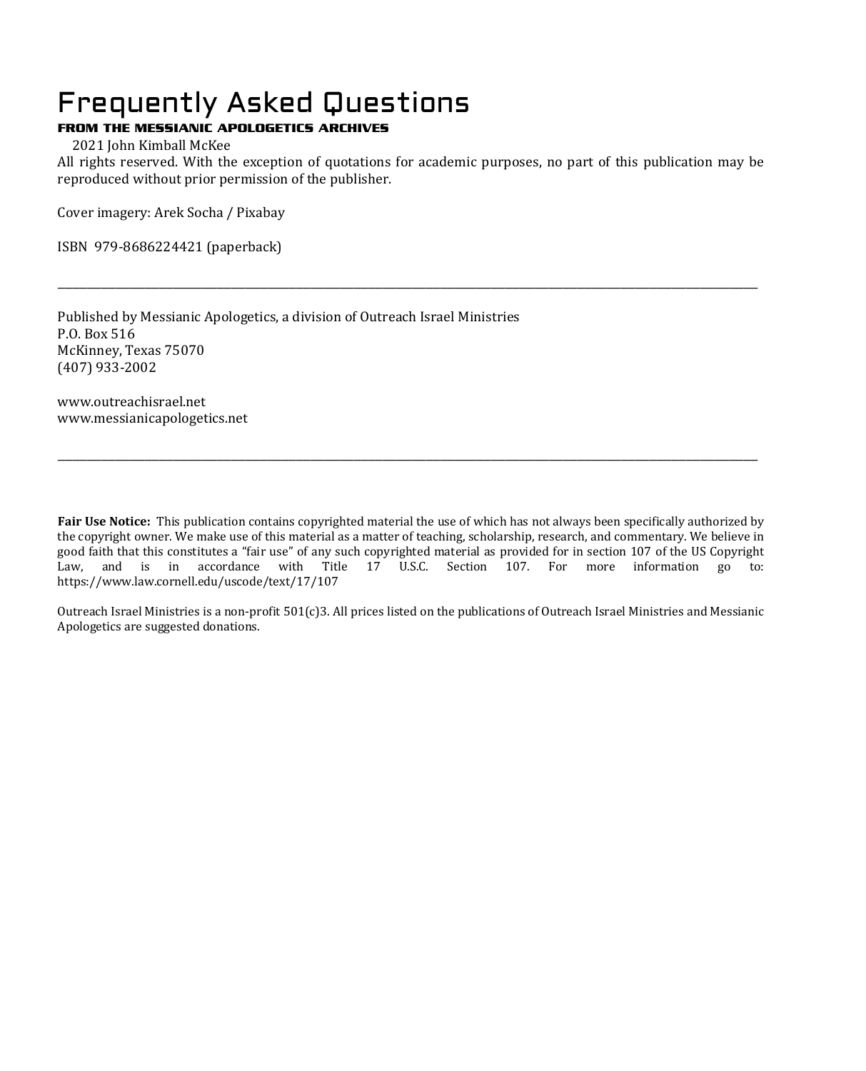# Frequently Asked Questions

**FROM THE MESSIANIC APOLOGETICS ARCHIVES**

2021 John Kimball McKee

All rights reserved. With the exception of quotations for academic purposes, no part of this publication may be reproduced without prior permission of the publisher.

Cover imagery: Arek Socha / Pixabay

ISBN 979-8686224421 (paperback)

---

Published by Messianic Apologetics, a division of Outreach Israel Ministries
P.O. Box 516
McKinney, Texas 75070
(407) 933-2002

www.outreachisrael.net
www.messianicapologetics.net

---

**Fair Use Notice:** This publication contains copyrighted material the use of which has not always been specifically authorized by the copyright owner. We make use of this material as a matter of teaching, scholarship, research, and commentary. We believe in good faith that this constitutes a "fair use" of any such copyrighted material as provided for in section 107 of the US Copyright Law, and is in accordance with Title 17 U.S.C. Section 107. For more information go to: https://www.law.cornell.edu/uscode/text/17/107

Outreach Israel Ministries is a non-profit 501(c)3. All prices listed on the publications of Outreach Israel Ministries and Messianic Apologetics are suggested donations.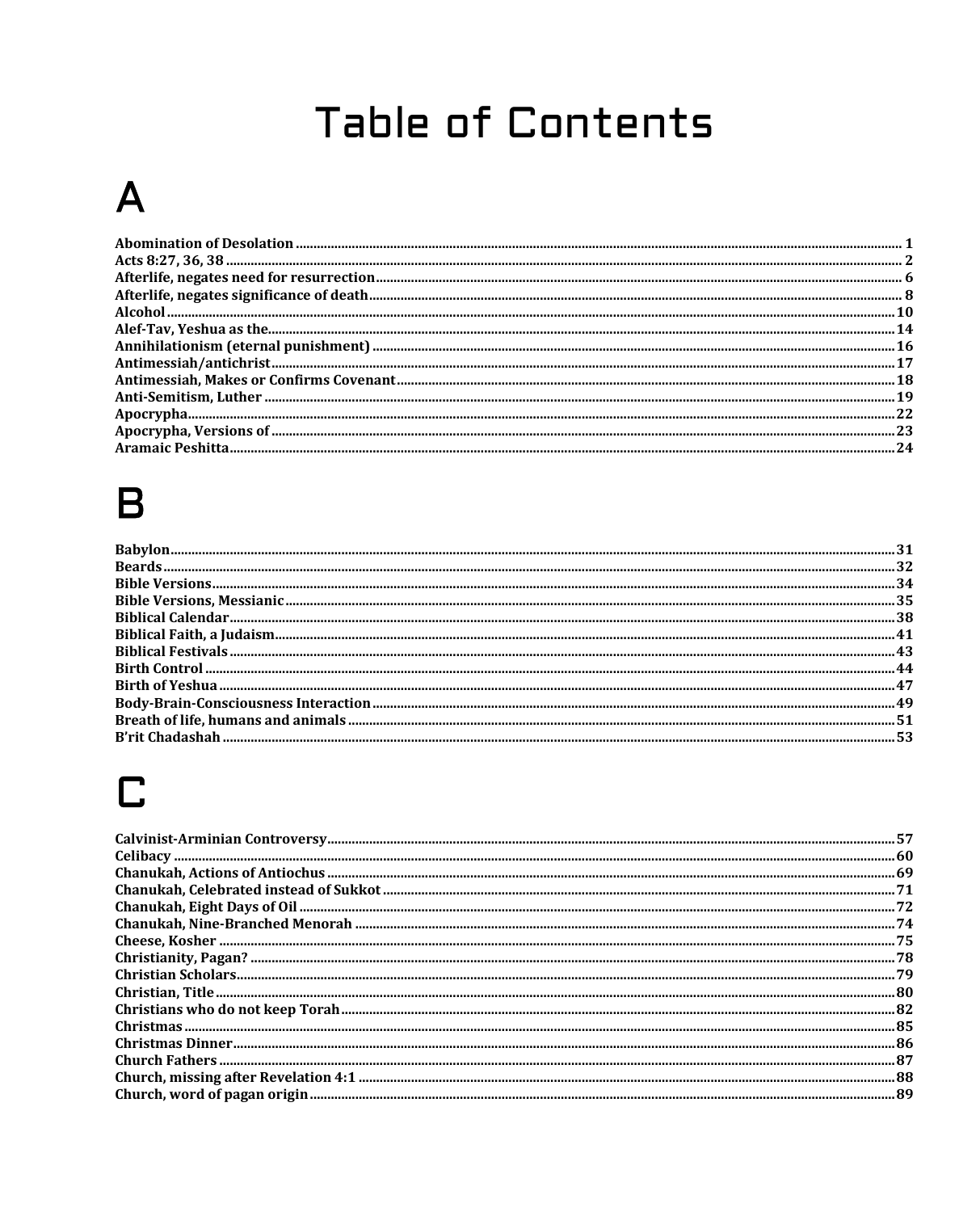# Table of Contents

## A

**Abomination of Desolation** ........ **1**
**Acts 8:27, 36, 38** ........ **2**
**Afterlife, negates need for resurrection** ........ **6**
**Afterlife, negates significance of death** ........ **8**
**Alcohol** ........ **10**
**Alef-Tav, Yeshua as the** ........ **14**
**Annihilationism (eternal punishment)** ........ **16**
**Antimessiah/antichrist** ........ **17**
**Antimessiah, Makes or Confirms Covenant** ........ **18**
**Anti-Semitism, Luther** ........ **19**
**Apocrypha** ........ **22**
**Apocrypha, Versions of** ........ **23**
**Aramaic Peshitta** ........ **24**

## B

**Babylon** ........ **31**
**Beards** ........ **32**
**Bible Versions** ........ **34**
**Bible Versions, Messianic** ........ **35**
**Biblical Calendar** ........ **38**
**Biblical Faith, a Judaism** ........ **41**
**Biblical Festivals** ........ **43**
**Birth Control** ........ **44**
**Birth of Yeshua** ........ **47**
**Body-Brain-Consciousness Interaction** ........ **49**
**Breath of life, humans and animals** ........ **51**
**B'rit Chadashah** ........ **53**

## C

**Calvinist-Arminian Controversy** ........ **57**
**Celibacy** ........ **60**
**Chanukah, Actions of Antiochus** ........ **69**
**Chanukah, Celebrated instead of Sukkot** ........ **71**
**Chanukah, Eight Days of Oil** ........ **72**
**Chanukah, Nine-Branched Menorah** ........ **74**
**Cheese, Kosher** ........ **75**
**Christianity, Pagan?** ........ **78**
**Christian Scholars** ........ **79**
**Christian, Title** ........ **80**
**Christians who do not keep Torah** ........ **82**
**Christmas** ........ **85**
**Christmas Dinner** ........ **86**
**Church Fathers** ........ **87**
**Church, missing after Revelation 4:1** ........ **88**
**Church, word of pagan origin** ........ **89**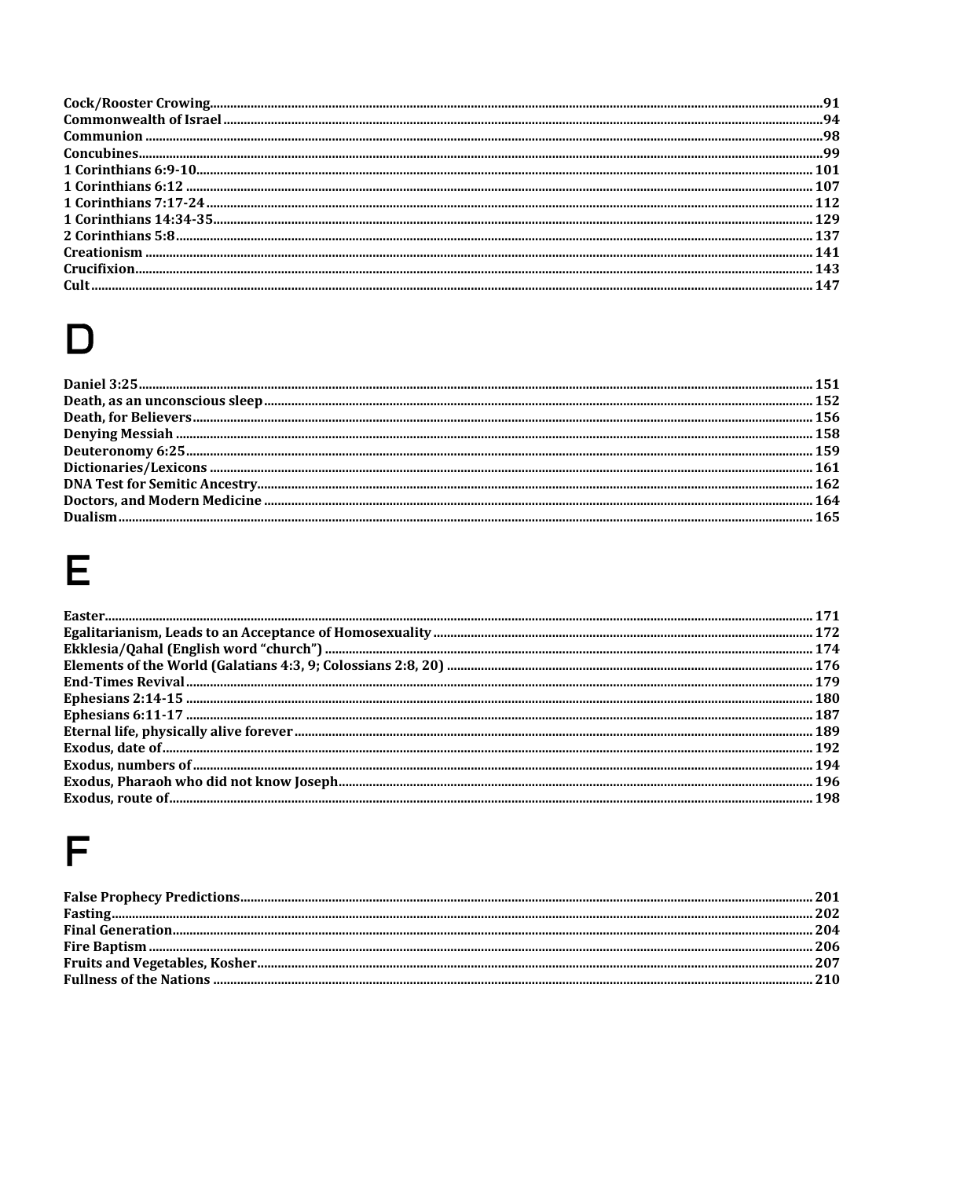**Cock/Rooster Crowing** ........ 91
**Commonwealth of Israel** ........ 94
**Communion** ........ 98
**Concubines** ........ 99
**1 Corinthians 6:9-10** ........ 101
**1 Corinthians 6:12** ........ 107
**1 Corinthians 7:17-24** ........ 112
**1 Corinthians 14:34-35** ........ 129
**2 Corinthians 5:8** ........ 137
**Creationism** ........ 141
**Crucifixion** ........ 143
**Cult** ........ 147

# D

**Daniel 3:25** ........ 151
**Death, as an unconscious sleep** ........ 152
**Death, for Believers** ........ 156
**Denying Messiah** ........ 158
**Deuteronomy 6:25** ........ 159
**Dictionaries/Lexicons** ........ 161
**DNA Test for Semitic Ancestry** ........ 162
**Doctors, and Modern Medicine** ........ 164
**Dualism** ........ 165

# E

**Easter** ........ 171
**Egalitarianism, Leads to an Acceptance of Homosexuality** ........ 172
**Ekklesia/Qahal (English word "church")** ........ 174
**Elements of the World (Galatians 4:3, 9; Colossians 2:8, 20)** ........ 176
**End-Times Revival** ........ 179
**Ephesians 2:14-15** ........ 180
**Ephesians 6:11-17** ........ 187
**Eternal life, physically alive forever** ........ 189
**Exodus, date of** ........ 192
**Exodus, numbers of** ........ 194
**Exodus, Pharaoh who did not know Joseph** ........ 196
**Exodus, route of** ........ 198

# F

**False Prophecy Predictions** ........ 201
**Fasting** ........ 202
**Final Generation** ........ 204
**Fire Baptism** ........ 206
**Fruits and Vegetables, Kosher** ........ 207
**Fullness of the Nations** ........ 210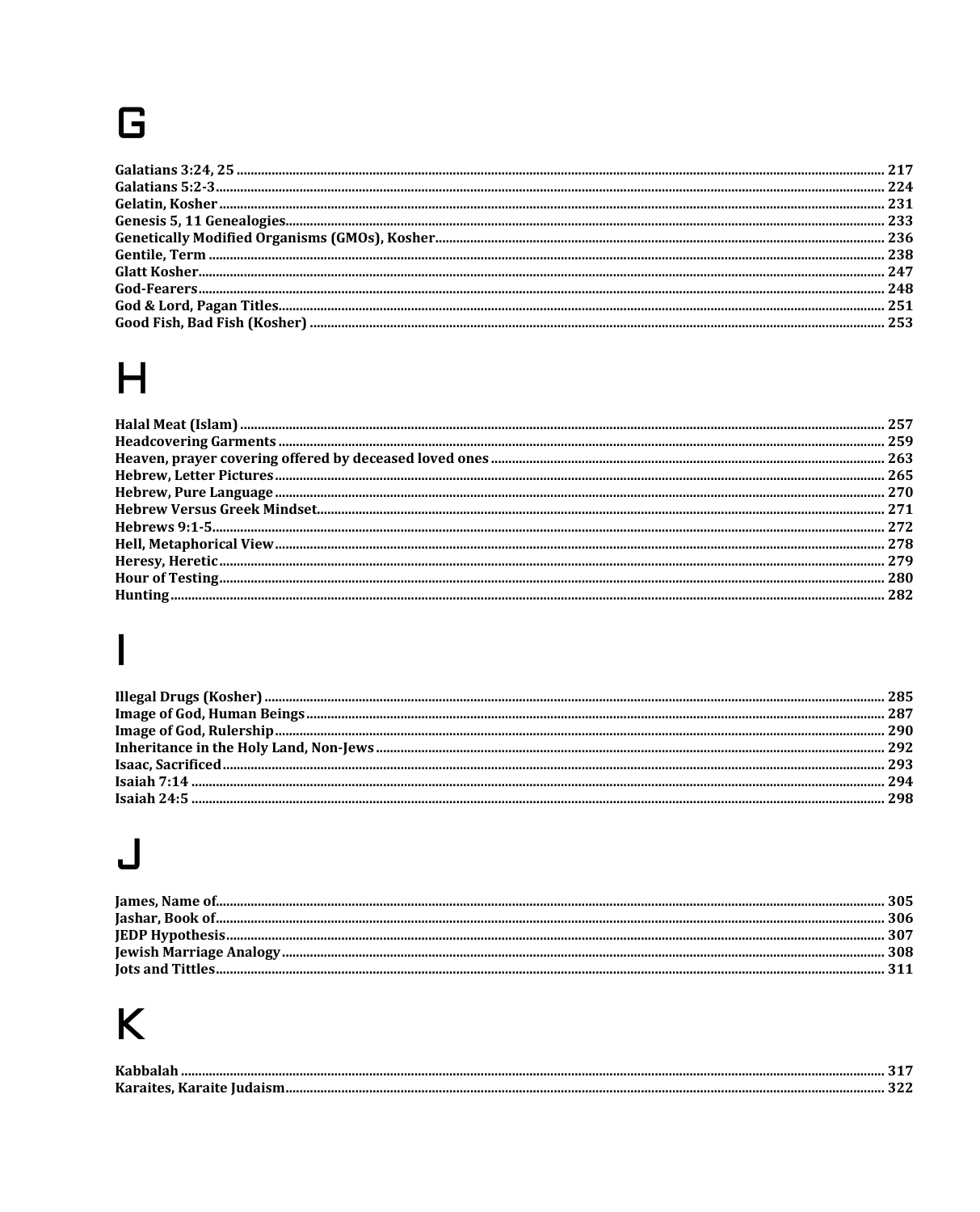# G

**Galatians 3:24, 25** ........ 217
**Galatians 5:2-3** ........ 224
**Gelatin, Kosher** ........ 231
**Genesis 5, 11 Genealogies** ........ 233
**Genetically Modified Organisms (GMOs), Kosher** ........ 236
**Gentile, Term** ........ 238
**Glatt Kosher** ........ 247
**God-Fearers** ........ 248
**God & Lord, Pagan Titles** ........ 251
**Good Fish, Bad Fish (Kosher)** ........ 253

# H

**Halal Meat (Islam)** ........ 257
**Headcovering Garments** ........ 259
**Heaven, prayer covering offered by deceased loved ones** ........ 263
**Hebrew, Letter Pictures** ........ 265
**Hebrew, Pure Language** ........ 270
**Hebrew Versus Greek Mindset** ........ 271
**Hebrews 9:1-5** ........ 272
**Hell, Metaphorical View** ........ 278
**Heresy, Heretic** ........ 279
**Hour of Testing** ........ 280
**Hunting** ........ 282

# I

**Illegal Drugs (Kosher)** ........ 285
**Image of God, Human Beings** ........ 287
**Image of God, Rulership** ........ 290
**Inheritance in the Holy Land, Non-Jews** ........ 292
**Isaac, Sacrificed** ........ 293
**Isaiah 7:14** ........ 294
**Isaiah 24:5** ........ 298

# J

**James, Name of** ........ 305
**Jashar, Book of** ........ 306
**JEDP Hypothesis** ........ 307
**Jewish Marriage Analogy** ........ 308
**Jots and Tittles** ........ 311

# K

**Kabbalah** ........ 317
**Karaites, Karaite Judaism** ........ 322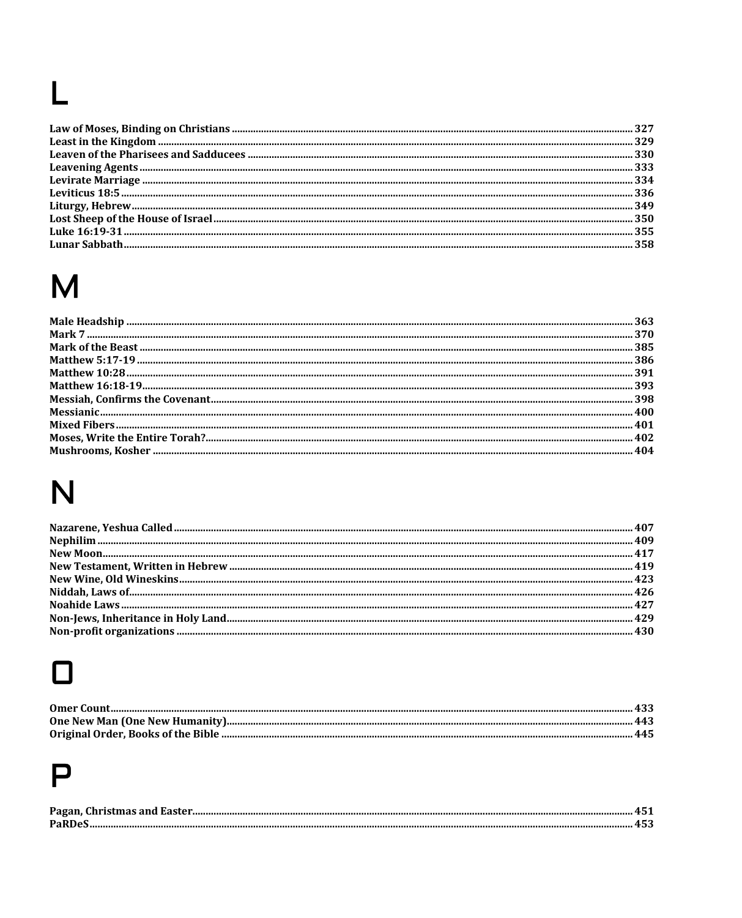# L

**Law of Moses, Binding on Christians** ... 327
**Least in the Kingdom** ... 329
**Leaven of the Pharisees and Sadducees** ... 330
**Leavening Agents** ... 333
**Levirate Marriage** ... 334
**Leviticus 18:5** ... 336
**Liturgy, Hebrew** ... 349
**Lost Sheep of the House of Israel** ... 350
**Luke 16:19-31** ... 355
**Lunar Sabbath** ... 358

# M

**Male Headship** ... 363
**Mark 7** ... 370
**Mark of the Beast** ... 385
**Matthew 5:17-19** ... 386
**Matthew 10:28** ... 391
**Matthew 16:18-19** ... 393
**Messiah, Confirms the Covenant** ... 398
**Messianic** ... 400
**Mixed Fibers** ... 401
**Moses, Write the Entire Torah?** ... 402
**Mushrooms, Kosher** ... 404

# N

**Nazarene, Yeshua Called** ... 407
**Nephilim** ... 409
**New Moon** ... 417
**New Testament, Written in Hebrew** ... 419
**New Wine, Old Wineskins** ... 423
**Niddah, Laws of** ... 426
**Noahide Laws** ... 427
**Non-Jews, Inheritance in Holy Land** ... 429
**Non-profit organizations** ... 430

# O

**Omer Count** ... 433
**One New Man (One New Humanity)** ... 443
**Original Order, Books of the Bible** ... 445

# P

**Pagan, Christmas and Easter** ... 451
**PaRDeS** ... 453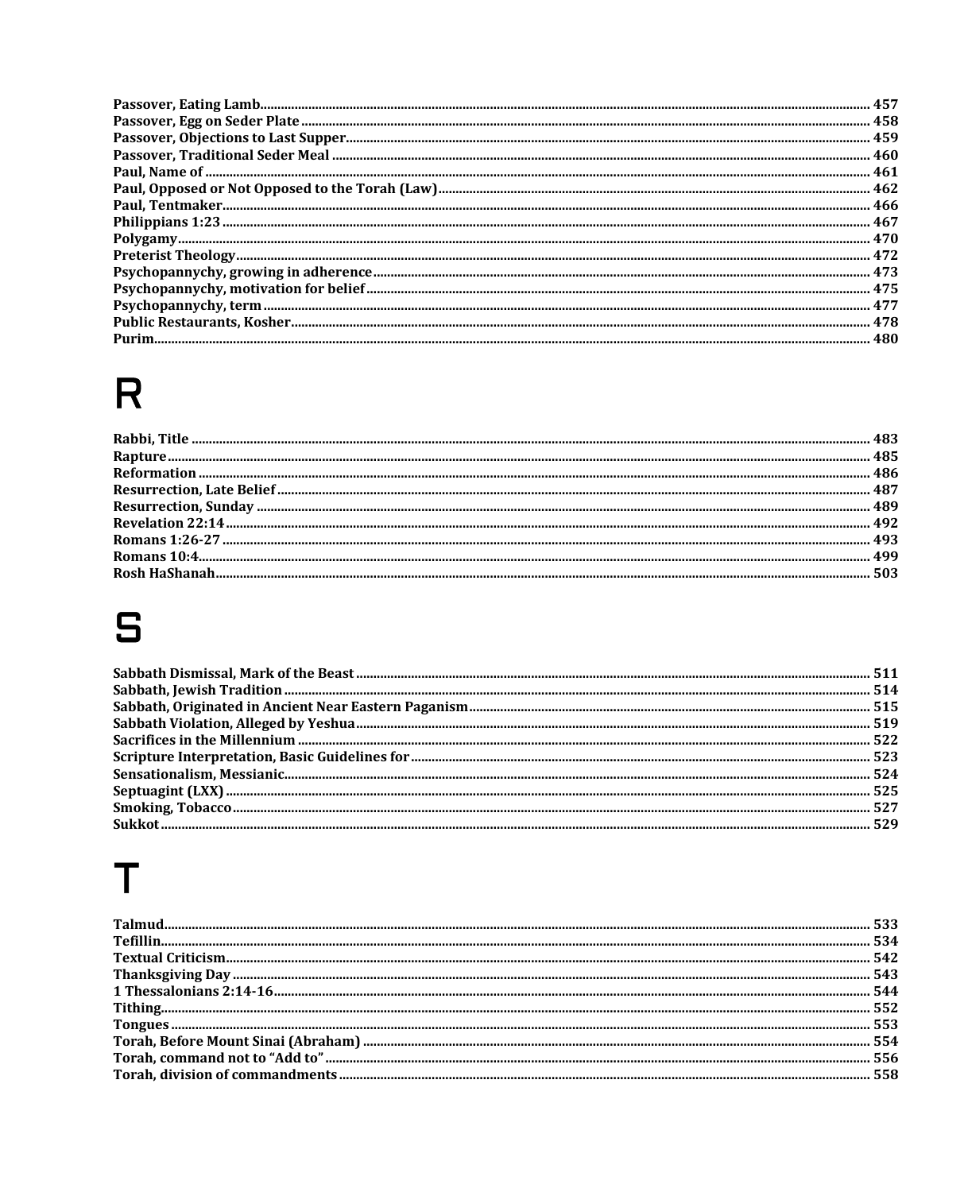**Passover, Eating Lamb** ........ 457
**Passover, Egg on Seder Plate** ........ 458
**Passover, Objections to Last Supper** ........ 459
**Passover, Traditional Seder Meal** ........ 460
**Paul, Name of** ........ 461
**Paul, Opposed or Not Opposed to the Torah (Law)** ........ 462
**Paul, Tentmaker** ........ 466
**Philippians 1:23** ........ 467
**Polygamy** ........ 470
**Preterist Theology** ........ 472
**Psychopannychy, growing in adherence** ........ 473
**Psychopannychy, motivation for belief** ........ 475
**Psychopannychy, term** ........ 477
**Public Restaurants, Kosher** ........ 478
**Purim** ........ 480

# R

**Rabbi, Title** ........ 483
**Rapture** ........ 485
**Reformation** ........ 486
**Resurrection, Late Belief** ........ 487
**Resurrection, Sunday** ........ 489
**Revelation 22:14** ........ 492
**Romans 1:26-27** ........ 493
**Romans 10:4** ........ 499
**Rosh HaShanah** ........ 503

# S

**Sabbath Dismissal, Mark of the Beast** ........ 511
**Sabbath, Jewish Tradition** ........ 514
**Sabbath, Originated in Ancient Near Eastern Paganism** ........ 515
**Sabbath Violation, Alleged by Yeshua** ........ 519
**Sacrifices in the Millennium** ........ 522
**Scripture Interpretation, Basic Guidelines for** ........ 523
**Sensationalism, Messianic** ........ 524
**Septuagint (LXX)** ........ 525
**Smoking, Tobacco** ........ 527
**Sukkot** ........ 529

# T

**Talmud** ........ 533
**Tefillin** ........ 534
**Textual Criticism** ........ 542
**Thanksgiving Day** ........ 543
**1 Thessalonians 2:14-16** ........ 544
**Tithing** ........ 552
**Tongues** ........ 553
**Torah, Before Mount Sinai (Abraham)** ........ 554
**Torah, command not to "Add to"** ........ 556
**Torah, division of commandments** ........ 558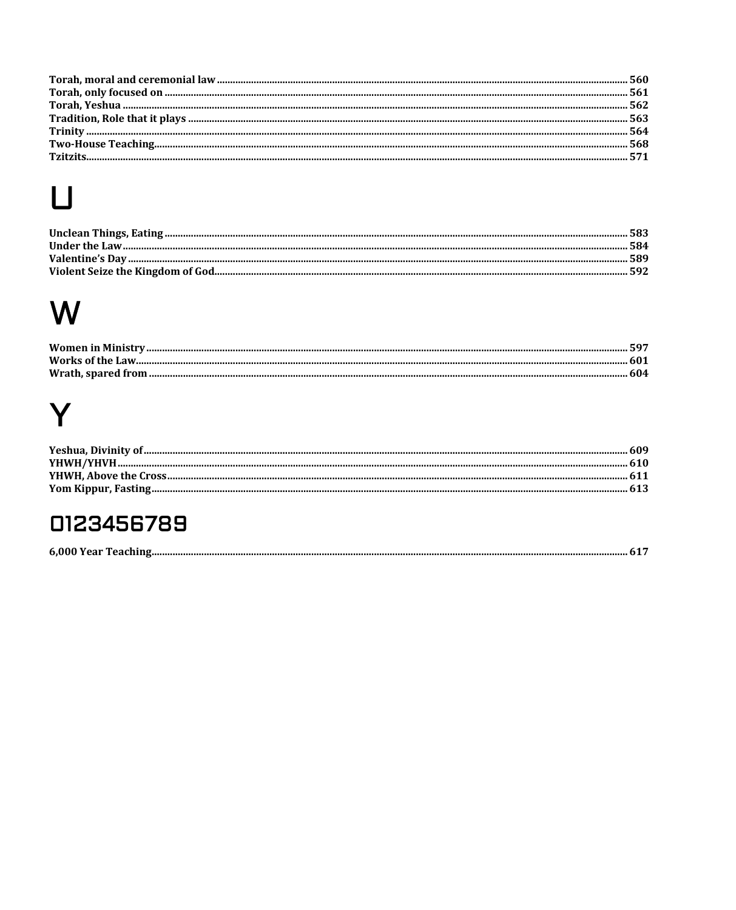**Torah, moral and ceremonial law** ........ 560
**Torah, only focused on** ........ 561
**Torah, Yeshua** ........ 562
**Tradition, Role that it plays** ........ 563
**Trinity** ........ 564
**Two-House Teaching** ........ 568
**Tzitzits** ........ 571

# U

**Unclean Things, Eating** ........ 583
**Under the Law** ........ 584
**Valentine's Day** ........ 589
**Violent Seize the Kingdom of God** ........ 592

# W

**Women in Ministry** ........ 597
**Works of the Law** ........ 601
**Wrath, spared from** ........ 604

# Y

**Yeshua, Divinity of** ........ 609
**YHWH/YHVH** ........ 610
**YHWH, Above the Cross** ........ 611
**Yom Kippur, Fasting** ........ 613

## 0123456789

**6,000 Year Teaching** ........ 617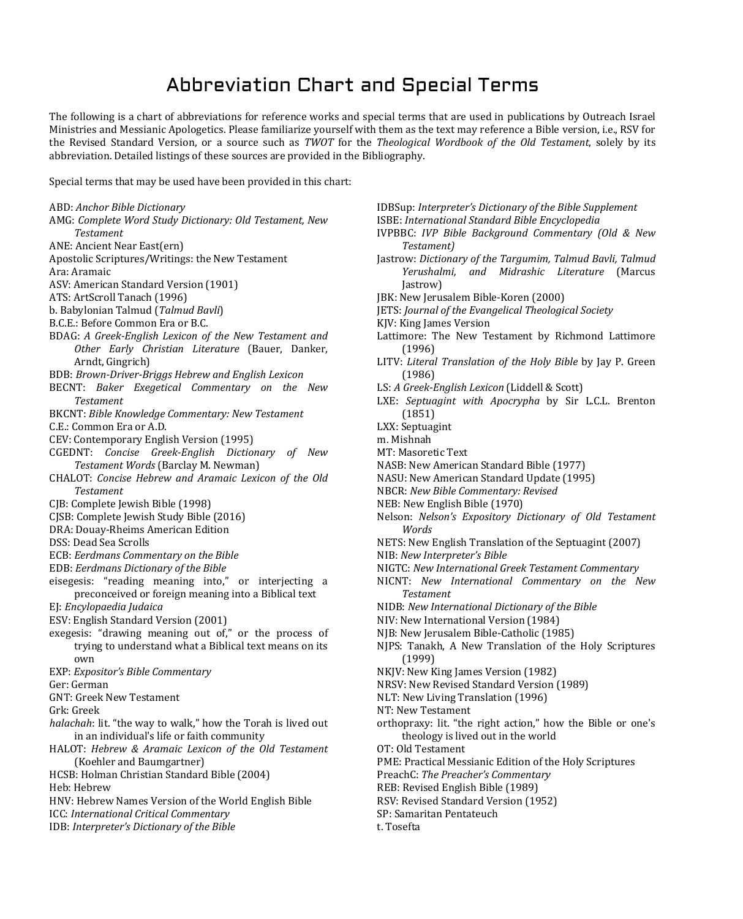# Abbreviation Chart and Special Terms

The following is a chart of abbreviations for reference works and special terms that are used in publications by Outreach Israel Ministries and Messianic Apologetics. Please familiarize yourself with them as the text may reference a Bible version, i.e., RSV for the Revised Standard Version, or a source such as *TWOT* for the *Theological Wordbook of the Old Testament*, solely by its abbreviation. Detailed listings of these sources are provided in the Bibliography.

Special terms that may be used have been provided in this chart:

ABD: *Anchor Bible Dictionary*
AMG: *Complete Word Study Dictionary: Old Testament, New Testament*
ANE: Ancient Near East(ern)
Apostolic Scriptures/Writings: the New Testament
Ara: Aramaic
ASV: American Standard Version (1901)
ATS: ArtScroll Tanach (1996)
b. Babylonian Talmud (*Talmud Bavli*)
B.C.E.: Before Common Era or B.C.
BDAG: *A Greek-English Lexicon of the New Testament and Other Early Christian Literature* (Bauer, Danker, Arndt, Gingrich)
BDB: *Brown-Driver-Briggs Hebrew and English Lexicon*
BECNT: *Baker Exegetical Commentary on the New Testament*
BKCNT: *Bible Knowledge Commentary: New Testament*
C.E.: Common Era or A.D.
CEV: Contemporary English Version (1995)
CGEDNT: *Concise Greek-English Dictionary of New Testament Words* (Barclay M. Newman)
CHALOT: *Concise Hebrew and Aramaic Lexicon of the Old Testament*
CJB: Complete Jewish Bible (1998)
CJSB: Complete Jewish Study Bible (2016)
DRA: Douay-Rheims American Edition
DSS: Dead Sea Scrolls
ECB: *Eerdmans Commentary on the Bible*
EDB: *Eerdmans Dictionary of the Bible*
eisegesis: "reading meaning into," or interjecting a preconceived or foreign meaning into a Biblical text
EJ: *Encylopaedia Judaica*
ESV: English Standard Version (2001)
exegesis: "drawing meaning out of," or the process of trying to understand what a Biblical text means on its own
EXP: *Expositor's Bible Commentary*
Ger: German
GNT: Greek New Testament
Grk: Greek
*halachah*: lit. "the way to walk," how the Torah is lived out in an individual's life or faith community
HALOT: *Hebrew & Aramaic Lexicon of the Old Testament* (Koehler and Baumgartner)
HCSB: Holman Christian Standard Bible (2004)
Heb: Hebrew
HNV: Hebrew Names Version of the World English Bible
ICC: *International Critical Commentary*
IDB: *Interpreter's Dictionary of the Bible*
IDBSup: *Interpreter's Dictionary of the Bible Supplement*
ISBE: *International Standard Bible Encyclopedia*
IVPBBC: *IVP Bible Background Commentary (Old & New Testament)*
Jastrow: *Dictionary of the Targumim, Talmud Bavli, Talmud Yerushalmi, and Midrashic Literature* (Marcus Jastrow)
JBK: New Jerusalem Bible-Koren (2000)
JETS: *Journal of the Evangelical Theological Society*
KJV: King James Version
Lattimore: The New Testament by Richmond Lattimore (1996)
LITV: *Literal Translation of the Holy Bible* by Jay P. Green (1986)
LS: *A Greek-English Lexicon* (Liddell & Scott)
LXE: *Septuagint with Apocrypha* by Sir L.C.L. Brenton (1851)
LXX: Septuagint
m. Mishnah
MT: Masoretic Text
NASB: New American Standard Bible (1977)
NASU: New American Standard Update (1995)
NBCR: *New Bible Commentary: Revised*
NEB: New English Bible (1970)
Nelson: *Nelson's Expository Dictionary of Old Testament Words*
NETS: New English Translation of the Septuagint (2007)
NIB: *New Interpreter's Bible*
NIGTC: *New International Greek Testament Commentary*
NICNT: *New International Commentary on the New Testament*
NIDB: *New International Dictionary of the Bible*
NIV: New International Version (1984)
NJB: New Jerusalem Bible-Catholic (1985)
NJPS: Tanakh, A New Translation of the Holy Scriptures (1999)
NKJV: New King James Version (1982)
NRSV: New Revised Standard Version (1989)
NLT: New Living Translation (1996)
NT: New Testament
orthopraxy: lit. "the right action," how the Bible or one's theology is lived out in the world
OT: Old Testament
PME: Practical Messianic Edition of the Holy Scriptures
PreachC: *The Preacher's Commentary*
REB: Revised English Bible (1989)
RSV: Revised Standard Version (1952)
SP: Samaritan Pentateuch
t. Tosefta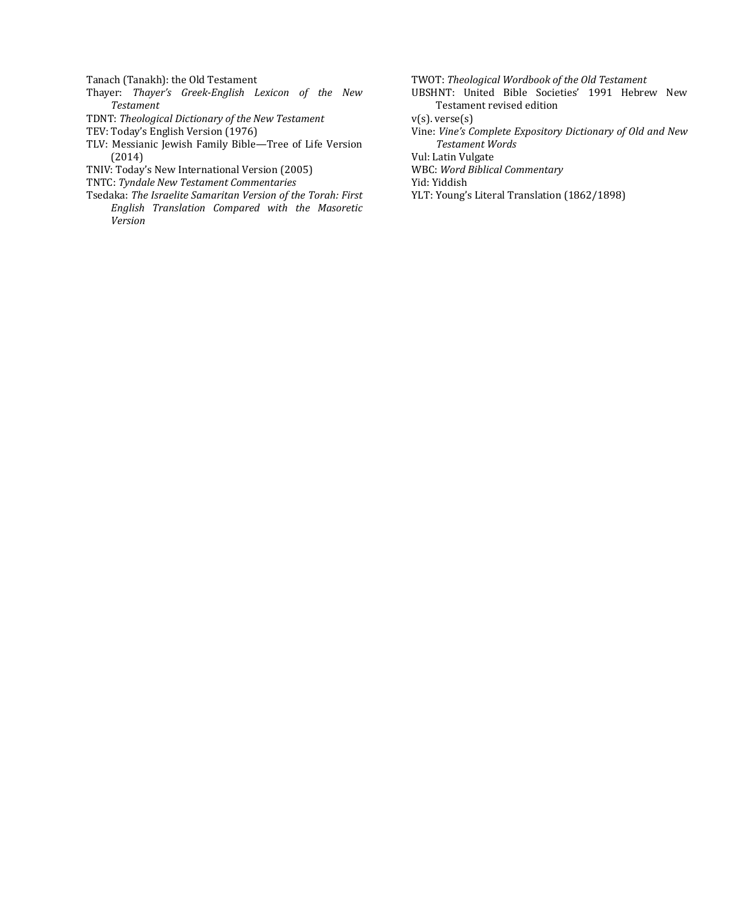Tanach (Tanakh): the Old Testament

Thayer: *Thayer's Greek-English Lexicon of the New Testament*

TDNT: *Theological Dictionary of the New Testament*

TEV: Today's English Version (1976)

TLV: Messianic Jewish Family Bible—Tree of Life Version (2014)

TNIV: Today's New International Version (2005)

TNTC: *Tyndale New Testament Commentaries*

Tsedaka: *The Israelite Samaritan Version of the Torah: First English Translation Compared with the Masoretic Version*

TWOT: *Theological Wordbook of the Old Testament*

UBSHNT: United Bible Societies' 1991 Hebrew New Testament revised edition

v(s). verse(s)

Vine: *Vine's Complete Expository Dictionary of Old and New Testament Words*

Vul: Latin Vulgate

WBC: *Word Biblical Commentary*

Yid: Yiddish

YLT: Young's Literal Translation (1862/1898)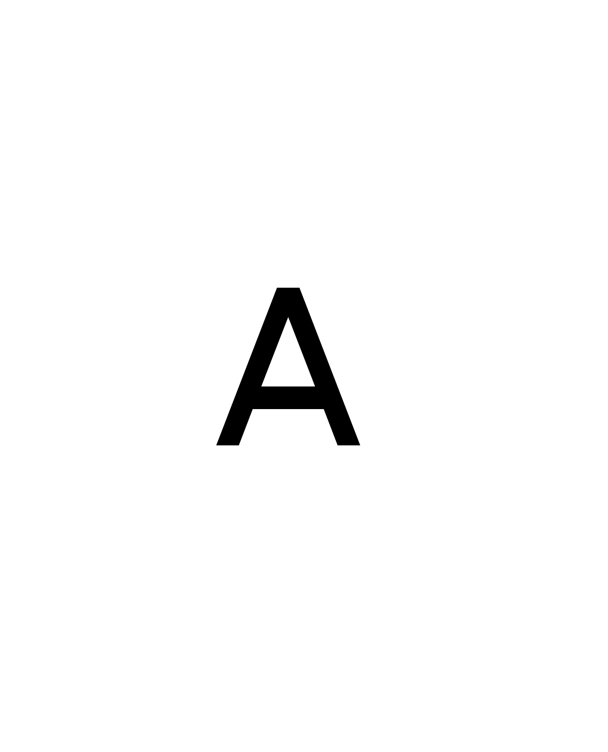A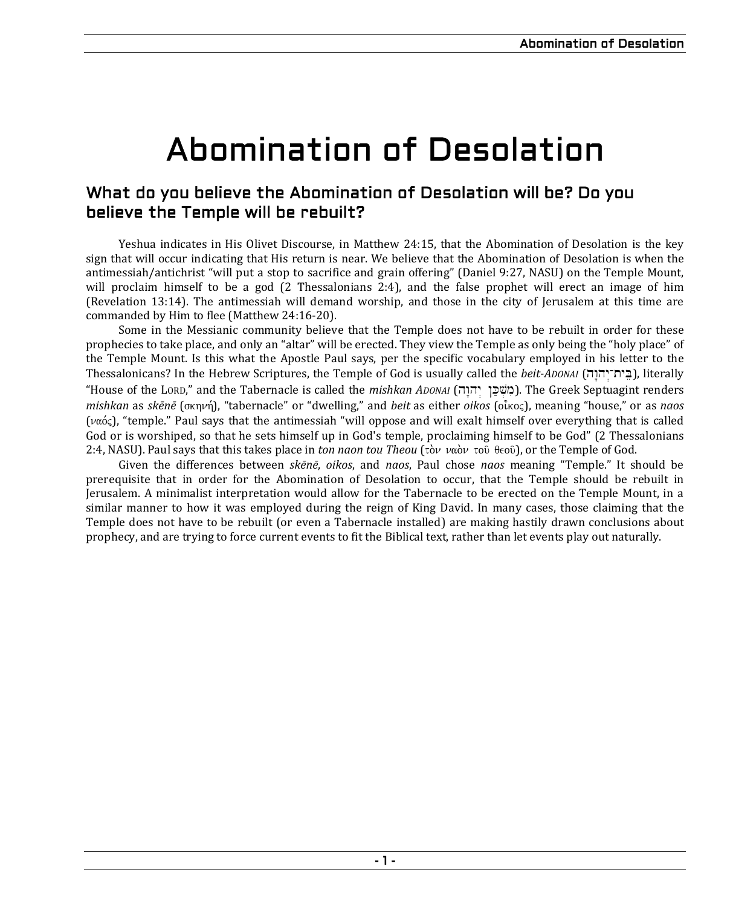# Abomination of Desolation

## What do you believe the Abomination of Desolation will be? Do you believe the Temple will be rebuilt?

Yeshua indicates in His Olivet Discourse, in Matthew 24:15, that the Abomination of Desolation is the key sign that will occur indicating that His return is near. We believe that the Abomination of Desolation is when the antimessiah/antichrist "will put a stop to sacrifice and grain offering" (Daniel 9:27, NASU) on the Temple Mount, will proclaim himself to be a god (2 Thessalonians 2:4), and the false prophet will erect an image of him (Revelation 13:14). The antimessiah will demand worship, and those in the city of Jerusalem at this time are commanded by Him to flee (Matthew 24:16-20).

Some in the Messianic community believe that the Temple does not have to be rebuilt in order for these prophecies to take place, and only an "altar" will be erected. They view the Temple as only being the "holy place" of the Temple Mount. Is this what the Apostle Paul says, per the specific vocabulary employed in his letter to the Thessalonicans? In the Hebrew Scriptures, the Temple of God is usually called the *beit-ADONAI* (בֵּית־יְהוָה), literally "House of the LORD," and the Tabernacle is called the *mishkan ADONAI* (מִשְׁכַּן יְהוָה). The Greek Septuagint renders *mishkan* as *skēnē* (σκηνή), "tabernacle" or "dwelling," and *beit* as either *oikos* (οἶκος), meaning "house," or as *naos* (ναός), "temple." Paul says that the antimessiah "will oppose and will exalt himself over everything that is called God or is worshiped, so that he sets himself up in God's temple, proclaiming himself to be God" (2 Thessalonians 2:4, NASU). Paul says that this takes place in *ton naon tou Theou* (τὸν ναὸν τοῦ θεοῦ), or the Temple of God.

Given the differences between *skēnē*, *oikos*, and *naos*, Paul chose *naos* meaning "Temple." It should be prerequisite that in order for the Abomination of Desolation to occur, that the Temple should be rebuilt in Jerusalem. A minimalist interpretation would allow for the Tabernacle to be erected on the Temple Mount, in a similar manner to how it was employed during the reign of King David. In many cases, those claiming that the Temple does not have to be rebuilt (or even a Tabernacle installed) are making hastily drawn conclusions about prophecy, and are trying to force current events to fit the Biblical text, rather than let events play out naturally.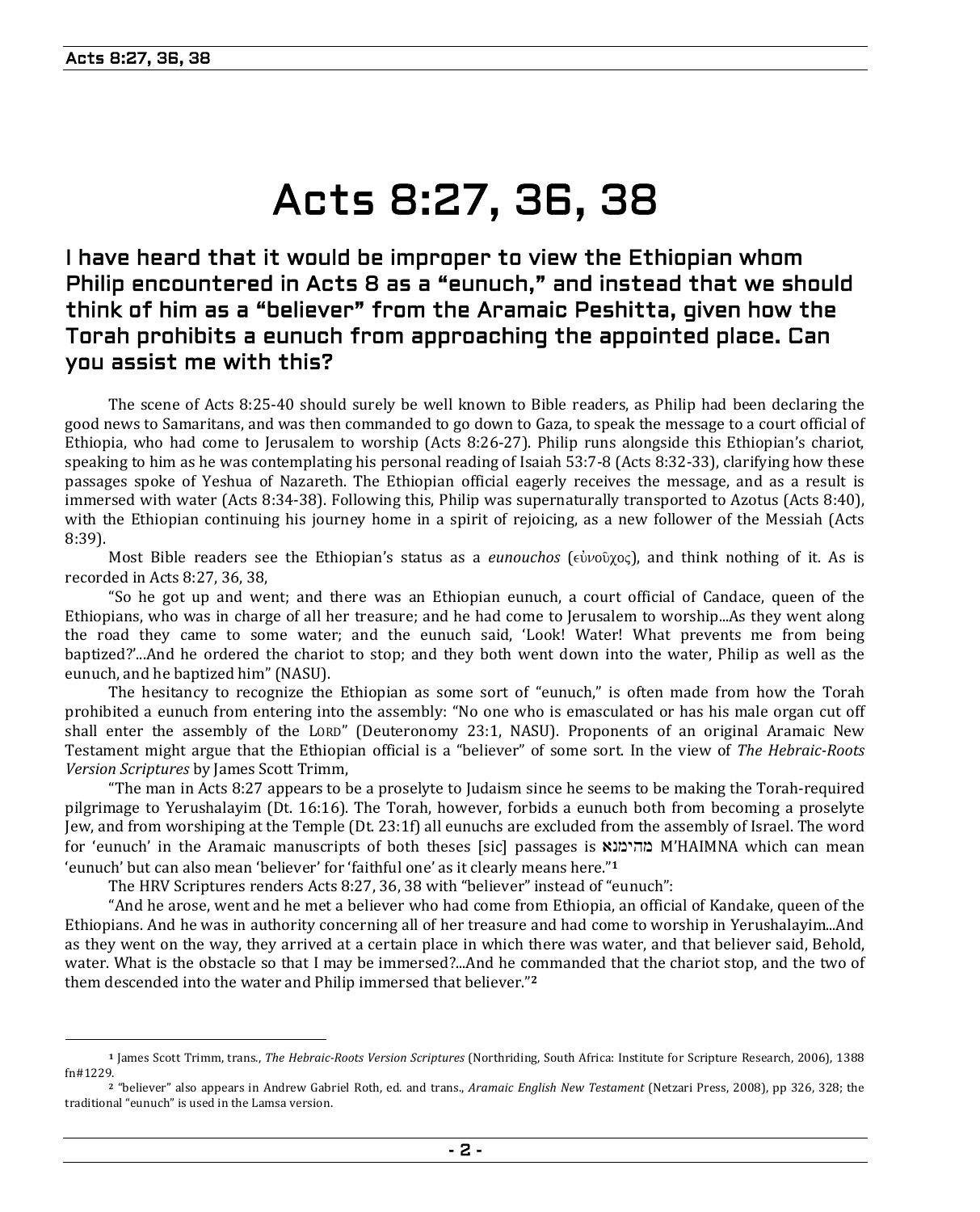# Acts 8:27, 36, 38

## I have heard that it would be improper to view the Ethiopian whom Philip encountered in Acts 8 as a "eunuch," and instead that we should think of him as a "believer" from the Aramaic Peshitta, given how the Torah prohibits a eunuch from approaching the appointed place. Can you assist me with this?

The scene of Acts 8:25-40 should surely be well known to Bible readers, as Philip had been declaring the good news to Samaritans, and was then commanded to go down to Gaza, to speak the message to a court official of Ethiopia, who had come to Jerusalem to worship (Acts 8:26-27). Philip runs alongside this Ethiopian's chariot, speaking to him as he was contemplating his personal reading of Isaiah 53:7-8 (Acts 8:32-33), clarifying how these passages spoke of Yeshua of Nazareth. The Ethiopian official eagerly receives the message, and as a result is immersed with water (Acts 8:34-38). Following this, Philip was supernaturally transported to Azotus (Acts 8:40), with the Ethiopian continuing his journey home in a spirit of rejoicing, as a new follower of the Messiah (Acts 8:39).

Most Bible readers see the Ethiopian's status as a *eunouchos* (εὐνοῦχος), and think nothing of it. As is recorded in Acts 8:27, 36, 38,

"So he got up and went; and there was an Ethiopian eunuch, a court official of Candace, queen of the Ethiopians, who was in charge of all her treasure; and he had come to Jerusalem to worship...As they went along the road they came to some water; and the eunuch said, 'Look! Water! What prevents me from being baptized?'...And he ordered the chariot to stop; and they both went down into the water, Philip as well as the eunuch, and he baptized him" (NASU).

The hesitancy to recognize the Ethiopian as some sort of "eunuch," is often made from how the Torah prohibited a eunuch from entering into the assembly: "No one who is emasculated or has his male organ cut off shall enter the assembly of the LORD" (Deuteronomy 23:1, NASU). Proponents of an original Aramaic New Testament might argue that the Ethiopian official is a "believer" of some sort. In the view of *The Hebraic-Roots Version Scriptures* by James Scott Trimm,

"The man in Acts 8:27 appears to be a proselyte to Judaism since he seems to be making the Torah-required pilgrimage to Yerushalayim (Dt. 16:16). The Torah, however, forbids a eunuch both from becoming a proselyte Jew, and from worshiping at the Temple (Dt. 23:1f) all eunuchs are excluded from the assembly of Israel. The word for 'eunuch' in the Aramaic manuscripts of both theses [sic] passages is מהימנא M'HAIMNA which can mean 'eunuch' but can also mean 'believer' for 'faithful one' as it clearly means here."[1]

The HRV Scriptures renders Acts 8:27, 36, 38 with "believer" instead of "eunuch":

"And he arose, went and he met a believer who had come from Ethiopia, an official of Kandake, queen of the Ethiopians. And he was in authority concerning all of her treasure and had come to worship in Yerushalayim...And as they went on the way, they arrived at a certain place in which there was water, and that believer said, Behold, water. What is the obstacle so that I may be immersed?...And he commanded that the chariot stop, and the two of them descended into the water and Philip immersed that believer."[2]

---

[1] James Scott Trimm, trans., *The Hebraic-Roots Version Scriptures* (Northriding, South Africa: Institute for Scripture Research, 2006), 1388 fn#1229.

[2] "believer" also appears in Andrew Gabriel Roth, ed. and trans., *Aramaic English New Testament* (Netzari Press, 2008), pp 326, 328; the traditional "eunuch" is used in the Lamsa version.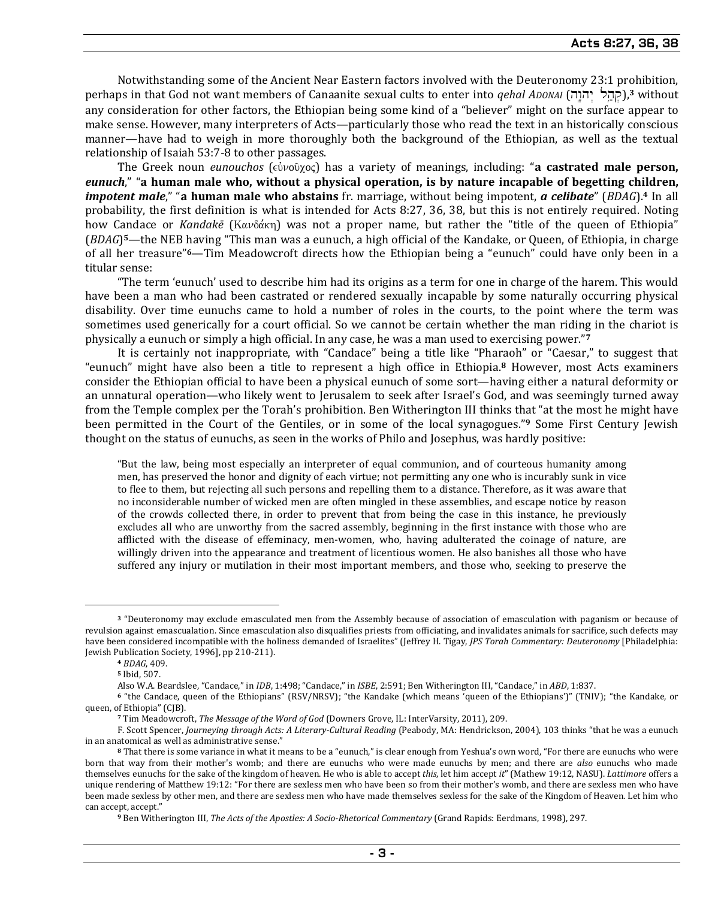Notwithstanding some of the Ancient Near Eastern factors involved with the Deuteronomy 23:1 prohibition, perhaps in that God not want members of Canaanite sexual cults to enter into *qehal ADONAI* (קְהַל יְהוָה),[3] without any consideration for other factors, the Ethiopian being some kind of a "believer" might on the surface appear to make sense. However, many interpreters of Acts—particularly those who read the text in an historically conscious manner—have had to weigh in more thoroughly both the background of the Ethiopian, as well as the textual relationship of Isaiah 53:7-8 to other passages.

The Greek noun *eunouchos* (εὐνοῦχος) has a variety of meanings, including: "**a castrated male person,** ***eunuch***," "**a human male who, without a physical operation, is by nature incapable of begetting children,** ***impotent male***," "**a human male who abstains** fr. marriage, without being impotent, ***a celibate***" (*BDAG*).[4] In all probability, the first definition is what is intended for Acts 8:27, 36, 38, but this is not entirely required. Noting how Candace or *Kandakē* (Κανδάκη) was not a proper name, but rather the "title of the queen of Ethiopia" (*BDAG*)[5]—the NEB having "This man was a eunuch, a high official of the Kandake, or Queen, of Ethiopia, in charge of all her treasure"[6]—Tim Meadowcroft directs how the Ethiopian being a "eunuch" could have only been in a titular sense:

"The term 'eunuch' used to describe him had its origins as a term for one in charge of the harem. This would have been a man who had been castrated or rendered sexually incapable by some naturally occurring physical disability. Over time eunuchs came to hold a number of roles in the courts, to the point where the term was sometimes used generically for a court official. So we cannot be certain whether the man riding in the chariot is physically a eunuch or simply a high official. In any case, he was a man used to exercising power."[7]

It is certainly not inappropriate, with "Candace" being a title like "Pharaoh" or "Caesar," to suggest that "eunuch" might have also been a title to represent a high office in Ethiopia.[8] However, most Acts examiners consider the Ethiopian official to have been a physical eunuch of some sort—having either a natural deformity or an unnatural operation—who likely went to Jerusalem to seek after Israel's God, and was seemingly turned away from the Temple complex per the Torah's prohibition. Ben Witherington III thinks that "at the most he might have been permitted in the Court of the Gentiles, or in some of the local synagogues."[9] Some First Century Jewish thought on the status of eunuchs, as seen in the works of Philo and Josephus, was hardly positive:

> "But the law, being most especially an interpreter of equal communion, and of courteous humanity among men, has preserved the honor and dignity of each virtue; not permitting any one who is incurably sunk in vice to flee to them, but rejecting all such persons and repelling them to a distance. Therefore, as it was aware that no inconsiderable number of wicked men are often mingled in these assemblies, and escape notice by reason of the crowds collected there, in order to prevent that from being the case in this instance, he previously excludes all who are unworthy from the sacred assembly, beginning in the first instance with those who are afflicted with the disease of effeminacy, men-women, who, having adulterated the coinage of nature, are willingly driven into the appearance and treatment of licentious women. He also banishes all those who have suffered any injury or mutilation in their most important members, and those who, seeking to preserve the

---

[3] "Deuteronomy may exclude emasculated men from the Assembly because of association of emasculation with paganism or because of revulsion against emascualation. Since emasculation also disqualifies priests from officiating, and invalidates animals for sacrifice, such defects may have been considered incompatible with the holiness demanded of Israelites" (Jeffrey H. Tigay, *JPS Torah Commentary: Deuteronomy* [Philadelphia: Jewish Publication Society, 1996], pp 210-211).

[4] *BDAG*, 409.

[5] Ibid, 507.

Also W.A. Beardslee, "Candace," in *IDB*, 1:498; "Candace," in *ISBE*, 2:591; Ben Witherington III, "Candace," in *ABD*, 1:837.

[6] "the Candace, queen of the Ethiopians" (RSV/NRSV); "the Kandake (which means 'queen of the Ethiopians')" (TNIV); "the Kandake, or queen, of Ethiopia" (CJB).

[7] Tim Meadowcroft, *The Message of the Word of God* (Downers Grove, IL: InterVarsity, 2011), 209.

F. Scott Spencer, *Journeying through Acts: A Literary-Cultural Reading* (Peabody, MA: Hendrickson, 2004), 103 thinks "that he was a eunuch in an anatomical as well as administrative sense."

[8] That there is some variance in what it means to be a "eunuch," is clear enough from Yeshua's own word, "For there are eunuchs who were born that way from their mother's womb; and there are eunuchs who were made eunuchs by men; and there are *also* eunuchs who made themselves eunuchs for the sake of the kingdom of heaven. He who is able to accept *this*, let him accept *it*" (Mathew 19:12, NASU). *Lattimore* offers a unique rendering of Matthew 19:12: "For there are sexless men who have been so from their mother's womb, and there are sexless men who have been made sexless by other men, and there are sexless men who have made themselves sexless for the sake of the Kingdom of Heaven. Let him who can accept, accept."

[9] Ben Witherington III, *The Acts of the Apostles: A Socio-Rhetorical Commentary* (Grand Rapids: Eerdmans, 1998), 297.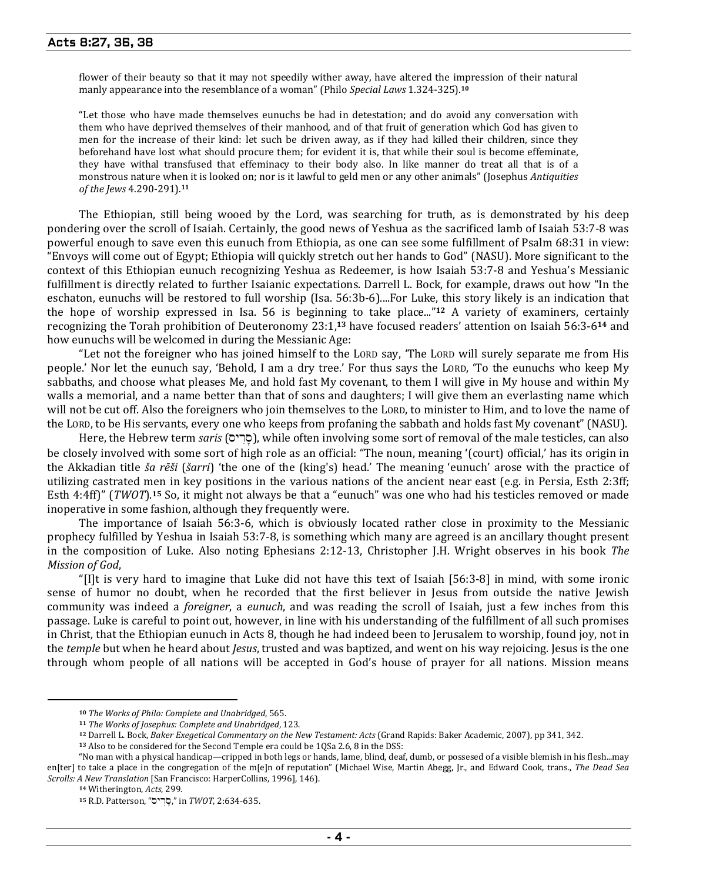flower of their beauty so that it may not speedily wither away, have altered the impression of their natural manly appearance into the resemblance of a woman" (Philo *Special Laws* 1.324-325).[10]

"Let those who have made themselves eunuchs be had in detestation; and do avoid any conversation with them who have deprived themselves of their manhood, and of that fruit of generation which God has given to men for the increase of their kind: let such be driven away, as if they had killed their children, since they beforehand have lost what should procure them; for evident it is, that while their soul is become effeminate, they have withal transfused that effeminacy to their body also. In like manner do treat all that is of a monstrous nature when it is looked on; nor is it lawful to geld men or any other animals" (Josephus *Antiquities of the Jews* 4.290-291).[11]

The Ethiopian, still being wooed by the Lord, was searching for truth, as is demonstrated by his deep pondering over the scroll of Isaiah. Certainly, the good news of Yeshua as the sacrificed lamb of Isaiah 53:7-8 was powerful enough to save even this eunuch from Ethiopia, as one can see some fulfillment of Psalm 68:31 in view: "Envoys will come out of Egypt; Ethiopia will quickly stretch out her hands to God" (NASU). More significant to the context of this Ethiopian eunuch recognizing Yeshua as Redeemer, is how Isaiah 53:7-8 and Yeshua's Messianic fulfillment is directly related to further Isaianic expectations. Darrell L. Bock, for example, draws out how "In the eschaton, eunuchs will be restored to full worship (Isa. 56:3b-6)....For Luke, this story likely is an indication that the hope of worship expressed in Isa. 56 is beginning to take place..."[12] A variety of examiners, certainly recognizing the Torah prohibition of Deuteronomy 23:1,[13] have focused readers' attention on Isaiah 56:3-6[14] and how eunuchs will be welcomed in during the Messianic Age:

"Let not the foreigner who has joined himself to the LORD say, 'The LORD will surely separate me from His people.' Nor let the eunuch say, 'Behold, I am a dry tree.' For thus says the LORD, 'To the eunuchs who keep My sabbaths, and choose what pleases Me, and hold fast My covenant, to them I will give in My house and within My walls a memorial, and a name better than that of sons and daughters; I will give them an everlasting name which will not be cut off. Also the foreigners who join themselves to the LORD, to minister to Him, and to love the name of the LORD, to be His servants, every one who keeps from profaning the sabbath and holds fast My covenant" (NASU).

Here, the Hebrew term *saris* (סָרִיס), while often involving some sort of removal of the male testicles, can also be closely involved with some sort of high role as an official: "The noun, meaning '(court) official,' has its origin in the Akkadian title *ša rēši* (*šarri*) 'the one of the (king's) head.' The meaning 'eunuch' arose with the practice of utilizing castrated men in key positions in the various nations of the ancient near east (e.g. in Persia, Esth 2:3ff; Esth 4:4ff)" (*TWOT*).[15] So, it might not always be that a "eunuch" was one who had his testicles removed or made inoperative in some fashion, although they frequently were.

The importance of Isaiah 56:3-6, which is obviously located rather close in proximity to the Messianic prophecy fulfilled by Yeshua in Isaiah 53:7-8, is something which many are agreed is an ancillary thought present in the composition of Luke. Also noting Ephesians 2:12-13, Christopher J.H. Wright observes in his book *The Mission of God*,

"[I]t is very hard to imagine that Luke did not have this text of Isaiah [56:3-8] in mind, with some ironic sense of humor no doubt, when he recorded that the first believer in Jesus from outside the native Jewish community was indeed a *foreigner*, a *eunuch*, and was reading the scroll of Isaiah, just a few inches from this passage. Luke is careful to point out, however, in line with his understanding of the fulfillment of all such promises in Christ, that the Ethiopian eunuch in Acts 8, though he had indeed been to Jerusalem to worship, found joy, not in the *temple* but when he heard about *Jesus*, trusted and was baptized, and went on his way rejoicing. Jesus is the one through whom people of all nations will be accepted in God's house of prayer for all nations. Mission means

---

[10] *The Works of Philo: Complete and Unabridged*, 565.

[11] *The Works of Josephus: Complete and Unabridged*, 123.

[12] Darrell L. Bock, *Baker Exegetical Commentary on the New Testament: Acts* (Grand Rapids: Baker Academic, 2007), pp 341, 342.

[13] Also to be considered for the Second Temple era could be 1QSa 2.6, 8 in the DSS:

"No man with a physical handicap—cripped in both legs or hands, lame, blind, deaf, dumb, or possesed of a visible blemish in his flesh...may en[ter] to take a place in the congregation of the m[e]n of reputation" (Michael Wise, Martin Abegg, Jr., and Edward Cook, trans., *The Dead Sea Scrolls: A New Translation* [San Francisco: HarperCollins, 1996], 146).

[14] Witherington, *Acts*, 299.

[15] R.D. Patterson, "סָרִיס," in *TWOT*, 2:634-635.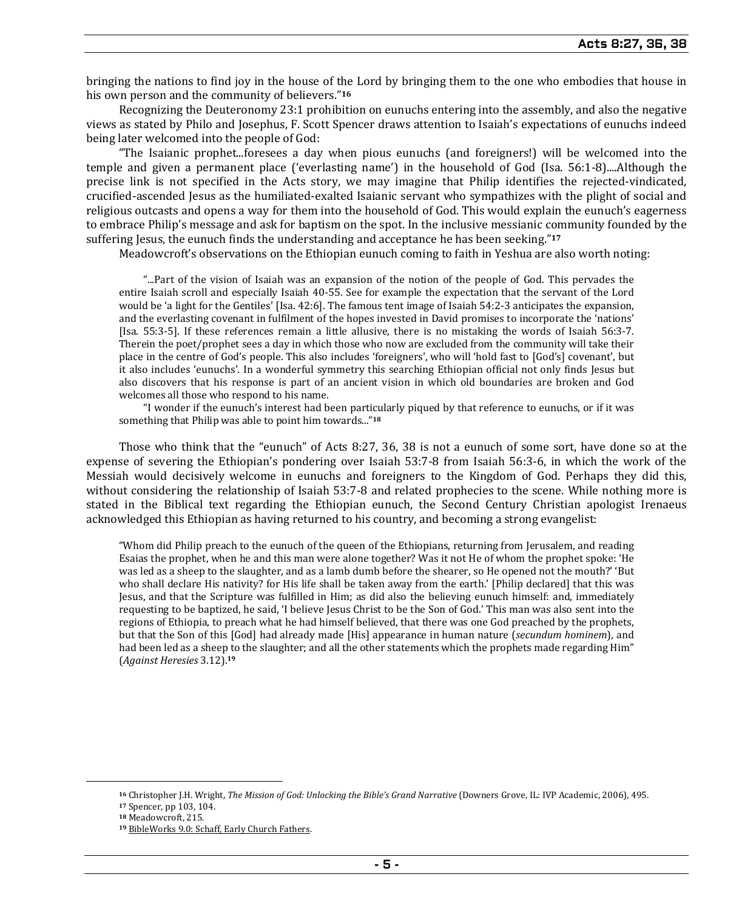bringing the nations to find joy in the house of the Lord by bringing them to the one who embodies that house in his own person and the community of believers."[16]

Recognizing the Deuteronomy 23:1 prohibition on eunuchs entering into the assembly, and also the negative views as stated by Philo and Josephus, F. Scott Spencer draws attention to Isaiah's expectations of eunuchs indeed being later welcomed into the people of God:

"The Isaianic prophet...foresees a day when pious eunuchs (and foreigners!) will be welcomed into the temple and given a permanent place ('everlasting name') in the household of God (Isa. 56:1-8)....Although the precise link is not specified in the Acts story, we may imagine that Philip identifies the rejected-vindicated, crucified-ascended Jesus as the humiliated-exalted Isaianic servant who sympathizes with the plight of social and religious outcasts and opens a way for them into the household of God. This would explain the eunuch's eagerness to embrace Philip's message and ask for baptism on the spot. In the inclusive messianic community founded by the suffering Jesus, the eunuch finds the understanding and acceptance he has been seeking."[17]

Meadowcroft's observations on the Ethiopian eunuch coming to faith in Yeshua are also worth noting:

> "...Part of the vision of Isaiah was an expansion of the notion of the people of God. This pervades the entire Isaiah scroll and especially Isaiah 40-55. See for example the expectation that the servant of the Lord would be 'a light for the Gentiles' [Isa. 42:6]. The famous tent image of Isaiah 54:2-3 anticipates the expansion, and the everlasting covenant in fulfilment of the hopes invested in David promises to incorporate the 'nations' [Isa. 55:3-5]. If these references remain a little allusive, there is no mistaking the words of Isaiah 56:3-7. Therein the poet/prophet sees a day in which those who now are excluded from the community will take their place in the centre of God's people. This also includes 'foreigners', who will 'hold fast to [God's] covenant', but it also includes 'eunuchs'. In a wonderful symmetry this searching Ethiopian official not only finds Jesus but also discovers that his response is part of an ancient vision in which old boundaries are broken and God welcomes all those who respond to his name.
>
> "I wonder if the eunuch's interest had been particularly piqued by that reference to eunuchs, or if it was something that Philip was able to point him towards..."[18]

Those who think that the "eunuch" of Acts 8:27, 36, 38 is not a eunuch of some sort, have done so at the expense of severing the Ethiopian's pondering over Isaiah 53:7-8 from Isaiah 56:3-6, in which the work of the Messiah would decisively welcome in eunuchs and foreigners to the Kingdom of God. Perhaps they did this, without considering the relationship of Isaiah 53:7-8 and related prophecies to the scene. While nothing more is stated in the Biblical text regarding the Ethiopian eunuch, the Second Century Christian apologist Irenaeus acknowledged this Ethiopian as having returned to his country, and becoming a strong evangelist:

> "Whom did Philip preach to the eunuch of the queen of the Ethiopians, returning from Jerusalem, and reading Esaias the prophet, when he and this man were alone together? Was it not He of whom the prophet spoke: 'He was led as a sheep to the slaughter, and as a lamb dumb before the shearer, so He opened not the mouth?' 'But who shall declare His nativity? for His life shall be taken away from the earth.' [Philip declared] that this was Jesus, and that the Scripture was fulfilled in Him; as did also the believing eunuch himself: and, immediately requesting to be baptized, he said, 'I believe Jesus Christ to be the Son of God.' This man was also sent into the regions of Ethiopia, to preach what he had himself believed, that there was one God preached by the prophets, but that the Son of this [God] had already made [His] appearance in human nature (*secundum hominem*), and had been led as a sheep to the slaughter; and all the other statements which the prophets made regarding Him" (*Against Heresies* 3.12).[19]

---

[16] Christopher J.H. Wright, *The Mission of God: Unlocking the Bible's Grand Narrative* (Downers Grove, IL: IVP Academic, 2006), 495.

[17] Spencer, pp 103, 104.

[18] Meadowcroft, 215.

[19] BibleWorks 9.0: Schaff, Early Church Fathers.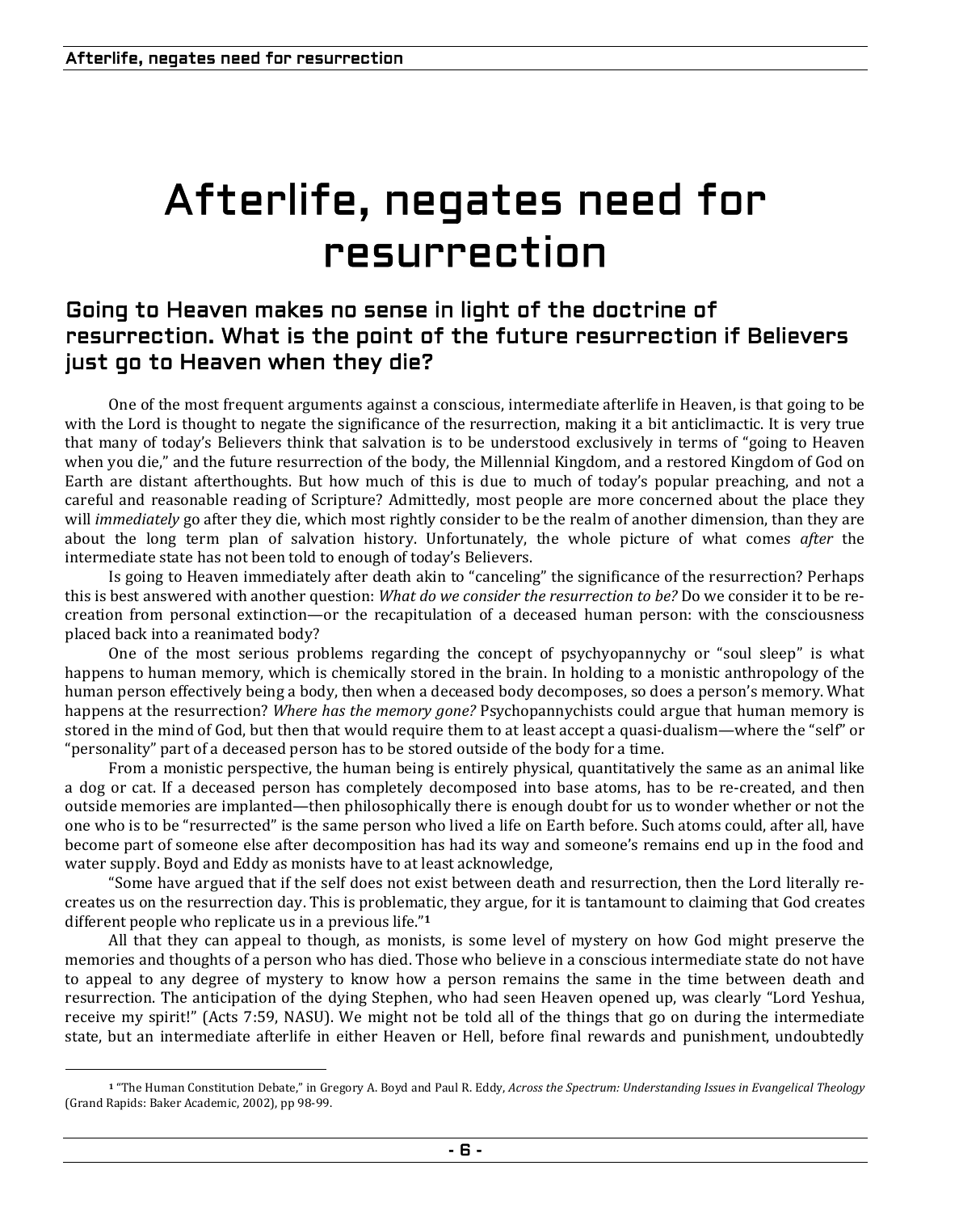# Afterlife, negates need for resurrection

### Going to Heaven makes no sense in light of the doctrine of resurrection. What is the point of the future resurrection if Believers just go to Heaven when they die?

One of the most frequent arguments against a conscious, intermediate afterlife in Heaven, is that going to be with the Lord is thought to negate the significance of the resurrection, making it a bit anticlimactic. It is very true that many of today's Believers think that salvation is to be understood exclusively in terms of "going to Heaven when you die," and the future resurrection of the body, the Millennial Kingdom, and a restored Kingdom of God on Earth are distant afterthoughts. But how much of this is due to much of today's popular preaching, and not a careful and reasonable reading of Scripture? Admittedly, most people are more concerned about the place they will *immediately* go after they die, which most rightly consider to be the realm of another dimension, than they are about the long term plan of salvation history. Unfortunately, the whole picture of what comes *after* the intermediate state has not been told to enough of today's Believers.

Is going to Heaven immediately after death akin to "canceling" the significance of the resurrection? Perhaps this is best answered with another question: *What do we consider the resurrection to be?* Do we consider it to be re-creation from personal extinction—or the recapitulation of a deceased human person: with the consciousness placed back into a reanimated body?

One of the most serious problems regarding the concept of psychyopannychy or "soul sleep" is what happens to human memory, which is chemically stored in the brain. In holding to a monistic anthropology of the human person effectively being a body, then when a deceased body decomposes, so does a person's memory. What happens at the resurrection? *Where has the memory gone?* Psychopannychists could argue that human memory is stored in the mind of God, but then that would require them to at least accept a quasi-dualism—where the "self" or "personality" part of a deceased person has to be stored outside of the body for a time.

From a monistic perspective, the human being is entirely physical, quantitatively the same as an animal like a dog or cat. If a deceased person has completely decomposed into base atoms, has to be re-created, and then outside memories are implanted—then philosophically there is enough doubt for us to wonder whether or not the one who is to be "resurrected" is the same person who lived a life on Earth before. Such atoms could, after all, have become part of someone else after decomposition has had its way and someone's remains end up in the food and water supply. Boyd and Eddy as monists have to at least acknowledge,

"Some have argued that if the self does not exist between death and resurrection, then the Lord literally re-creates us on the resurrection day. This is problematic, they argue, for it is tantamount to claiming that God creates different people who replicate us in a previous life."[1]

All that they can appeal to though, as monists, is some level of mystery on how God might preserve the memories and thoughts of a person who has died. Those who believe in a conscious intermediate state do not have to appeal to any degree of mystery to know how a person remains the same in the time between death and resurrection. The anticipation of the dying Stephen, who had seen Heaven opened up, was clearly "Lord Yeshua, receive my spirit!" (Acts 7:59, NASU). We might not be told all of the things that go on during the intermediate state, but an intermediate afterlife in either Heaven or Hell, before final rewards and punishment, undoubtedly

---

[1] "The Human Constitution Debate," in Gregory A. Boyd and Paul R. Eddy, *Across the Spectrum: Understanding Issues in Evangelical Theology* (Grand Rapids: Baker Academic, 2002), pp 98-99.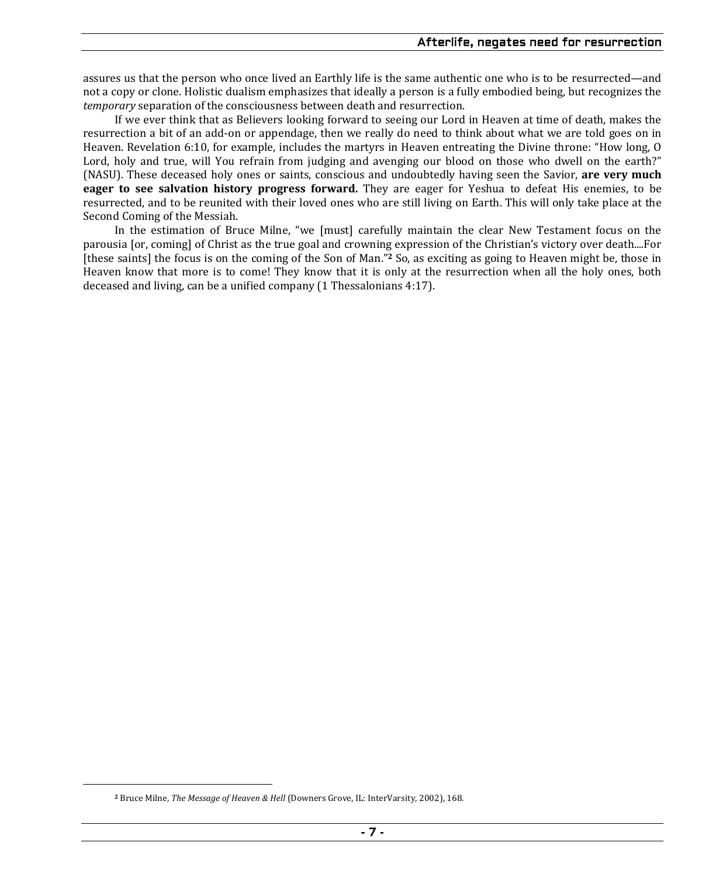assures us that the person who once lived an Earthly life is the same authentic one who is to be resurrected—and not a copy or clone. Holistic dualism emphasizes that ideally a person is a fully embodied being, but recognizes the *temporary* separation of the consciousness between death and resurrection.

If we ever think that as Believers looking forward to seeing our Lord in Heaven at time of death, makes the resurrection a bit of an add-on or appendage, then we really do need to think about what we are told goes on in Heaven. Revelation 6:10, for example, includes the martyrs in Heaven entreating the Divine throne: "How long, O Lord, holy and true, will You refrain from judging and avenging our blood on those who dwell on the earth?" (NASU). These deceased holy ones or saints, conscious and undoubtedly having seen the Savior, **are very much eager to see salvation history progress forward.** They are eager for Yeshua to defeat His enemies, to be resurrected, and to be reunited with their loved ones who are still living on Earth. This will only take place at the Second Coming of the Messiah.

In the estimation of Bruce Milne, "we [must] carefully maintain the clear New Testament focus on the parousia [or, coming] of Christ as the true goal and crowning expression of the Christian's victory over death....For [these saints] the focus is on the coming of the Son of Man."[2] So, as exciting as going to Heaven might be, those in Heaven know that more is to come! They know that it is only at the resurrection when all the holy ones, both deceased and living, can be a unified company (1 Thessalonians 4:17).

---

[2] Bruce Milne, *The Message of Heaven & Hell* (Downers Grove, IL: InterVarsity, 2002), 168.